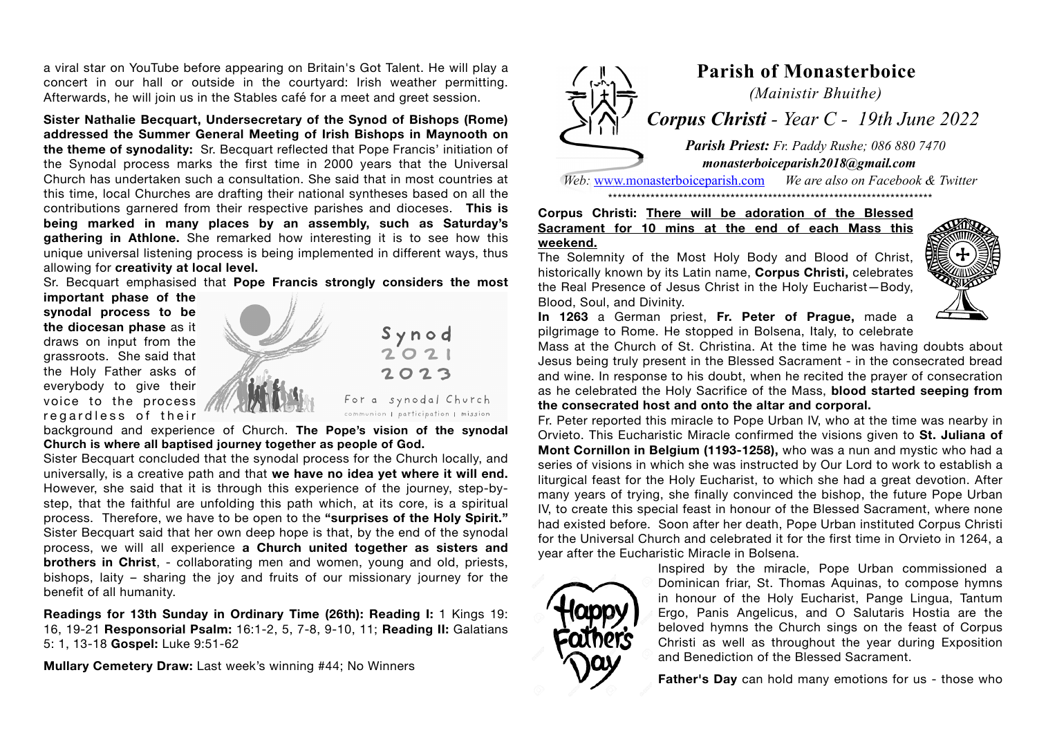a viral star on YouTube before appearing on Britain's Got Talent. He will play a concert in our hall or outside in the courtyard: Irish weather permitting. Afterwards, he will join us in the Stables café for a meet and greet session.

**Sister Nathalie Becquart, Undersecretary of the Synod of Bishops (Rome) addressed the Summer General Meeting of Irish Bishops in Maynooth on the theme of synodality:** Sr. Becquart reflected that Pope Francis' initiation of the Synodal process marks the first time in 2000 years that the Universal Church has undertaken such a consultation. She said that in most countries at this time, local Churches are drafting their national syntheses based on all the contributions garnered from their respective parishes and dioceses. **This is being marked in many places by an assembly, such as Saturday's gathering in Athlone.** She remarked how interesting it is to see how this unique universal listening process is being implemented in different ways, thus allowing for **creativity at local level.**

Sr. Becquart emphasised that **Pope Francis strongly considers the most important phase of the synodal process to be the diocesan phase** as it draws on input from the grassroots. She said that the Holy Father asks of everybody to give their voice to the process regardless of their background and experience of Church. **The Pope's vision of the synodal Church is where all baptised journey together as people of God.**

Sister Becquart concluded that the synodal process for the Church locally, and universally, is a creative path and that **we have no idea yet where it will end.** However, she said that it is through this experience of the journey, step-by-step, that the faithful are unfolding this path which, at its core, is a spiritual process. Therefore, we have to be open to the **"surprises of the Holy Spirit."** Sister Becquart said that her own deep hope is that, by the end of the synodal process, we will all experience **a Church united together as sisters and brothers in Christ**, - collaborating men and women, young and old, priests, bishops, laity – sharing the joy and fruits of our missionary journey for the benefit of all humanity.

**Readings for 13th Sunday in Ordinary Time (26th): Reading I:** 1 Kings 19: 16, 19-21 **Responsorial Psalm:** 16:1-2, 5, 7-8, 9-10, 11; **Reading II:** Galatians 5: 1, 13-18 **Gospel:** Luke 9:51-62

**Mullary Cemetery Draw:** Last week's winning #44; No Winners

# Parish of Monasterboice

*(Mainistir Bhuithe)*

## *Corpus Christi - Year C - 19th June 2022*

***Parish Priest:** Fr. Paddy Rushe; 086 880 7470*

***monasterboiceparish2018@gmail.com***

*Web:* www.monasterboiceparish.com *We are also on Facebook & Twitter*

**Corpus Christi: There will be adoration of the Blessed Sacrament for 10 mins at the end of each Mass this weekend.**

The Solemnity of the Most Holy Body and Blood of Christ, historically known by its Latin name, **Corpus Christi,** celebrates the Real Presence of Jesus Christ in the Holy Eucharist—Body, Blood, Soul, and Divinity.

**In 1263** a German priest, **Fr. Peter of Prague,** made a pilgrimage to Rome. He stopped in Bolsena, Italy, to celebrate Mass at the Church of St. Christina. At the time he was having doubts about Jesus being truly present in the Blessed Sacrament - in the consecrated bread and wine. In response to his doubt, when he recited the prayer of consecration as he celebrated the Holy Sacrifice of the Mass, **blood started seeping from the consecrated host and onto the altar and corporal.**

Fr. Peter reported this miracle to Pope Urban IV, who at the time was nearby in Orvieto. This Eucharistic Miracle confirmed the visions given to **St. Juliana of Mont Cornillon in Belgium (1193-1258),** who was a nun and mystic who had a series of visions in which she was instructed by Our Lord to work to establish a liturgical feast for the Holy Eucharist, to which she had a great devotion. After many years of trying, she finally convinced the bishop, the future Pope Urban IV, to create this special feast in honour of the Blessed Sacrament, where none had existed before. Soon after her death, Pope Urban instituted Corpus Christi for the Universal Church and celebrated it for the first time in Orvieto in 1264, a year after the Eucharistic Miracle in Bolsena.

Inspired by the miracle, Pope Urban commissioned a Dominican friar, St. Thomas Aquinas, to compose hymns in honour of the Holy Eucharist, Pange Lingua, Tantum Ergo, Panis Angelicus, and O Salutaris Hostia are the beloved hymns the Church sings on the feast of Corpus Christi as well as throughout the year during Exposition and Benediction of the Blessed Sacrament.

**Father's Day** can hold many emotions for us - those who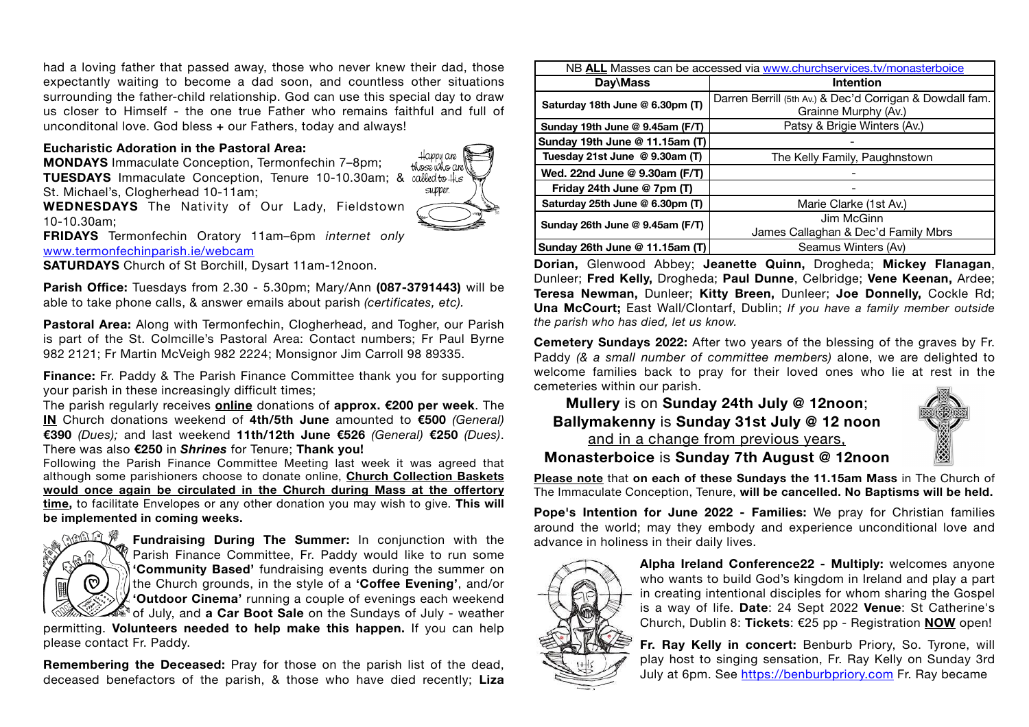had a loving father that passed away, those who never knew their dad, those expectantly waiting to become a dad soon, and countless other situations surrounding the father-child relationship. God can use this special day to draw us closer to Himself - the one true Father who remains faithful and full of unconditonal love. God bless + our Fathers, today and always!

**Eucharistic Adoration in the Pastoral Area:**
**MONDAYS** Immaculate Conception, Termonfechin 7–8pm;
**TUESDAYS** Immaculate Conception, Tenure 10-10.30am; & St. Michael's, Clogherhead 10-11am;
**WEDNESDAYS** The Nativity of Our Lady, Fieldstown 10-10.30am;
**FRIDAYS** Termonfechin Oratory 11am–6pm *internet only* www.termonfechinparish.ie/webcam
**SATURDAYS** Church of St Borchill, Dysart 11am-12noon.

Happy are those who are called to His supper.

**Parish Office:** Tuesdays from 2.30 - 5.30pm; Mary/Ann **(087-3791443)** will be able to take phone calls, & answer emails about parish *(certificates, etc).*

**Pastoral Area:** Along with Termonfechin, Clogherhead, and Togher, our Parish is part of the St. Colmcille's Pastoral Area: Contact numbers; Fr Paul Byrne 982 2121; Fr Martin McVeigh 982 2224; Monsignor Jim Carroll 98 89335.

**Finance:** Fr. Paddy & The Parish Finance Committee thank you for supporting your parish in these increasingly difficult times;
The parish regularly receives **online** donations of **approx. €200 per week**. The **IN** Church donations weekend of **4th/5th June** amounted to **€500** *(General)* **€390** *(Dues);* and last weekend **11th/12th June €526** *(General)* **€250** *(Dues)*. There was also **€250** in ***Shrines*** for Tenure; **Thank you!**
Following the Parish Finance Committee Meeting last week it was agreed that although some parishioners choose to donate online, **Church Collection Baskets would once again be circulated in the Church during Mass at the offertory time,** to facilitate Envelopes or any other donation you may wish to give. **This will be implemented in coming weeks.**

**Fundraising During The Summer:** In conjunction with the Parish Finance Committee, Fr. Paddy would like to run some **'Community Based'** fundraising events during the summer on the Church grounds, in the style of a **'Coffee Evening'**, and/or **'Outdoor Cinema'** running a couple of evenings each weekend of July, and **a Car Boot Sale** on the Sundays of July - weather permitting. **Volunteers needed to help make this happen.** If you can help please contact Fr. Paddy.

**Remembering the Deceased:** Pray for those on the parish list of the dead, deceased benefactors of the parish, & those who have died recently; **Liza**

NB **ALL** Masses can be accessed via www.churchservices.tv/monasterboice

| Day\Mass | Intention |
|---|---|
| Saturday 18th June @ 6.30pm (T) | Darren Berrill (5th Av.) & Dec'd Corrigan & Dowdall fam. Grainne Murphy (Av.) |
| Sunday 19th June @ 9.45am (F/T) | Patsy & Brigie Winters (Av.) |
| Sunday 19th June @ 11.15am (T) | - |
| Tuesday 21st June @ 9.30am (T) | The Kelly Family, Paughnstown |
| Wed. 22nd June @ 9.30am (F/T) | - |
| Friday 24th June @ 7pm (T) | - |
| Saturday 25th June @ 6.30pm (T) | Marie Clarke (1st Av.) |
| Sunday 26th June @ 9.45am (F/T) | Jim McGinn<br>James Callaghan & Dec'd Family Mbrs |
| Sunday 26th June @ 11.15am (T) | Seamus Winters (Av) |

**Dorian,** Glenwood Abbey; **Jeanette Quinn,** Drogheda; **Mickey Flanagan**, Dunleer; **Fred Kelly,** Drogheda; **Paul Dunne**, Celbridge; **Vene Keenan,** Ardee; **Teresa Newman,** Dunleer; **Kitty Breen,** Dunleer; **Joe Donnelly,** Cockle Rd; **Una McCourt;** East Wall/Clontarf, Dublin; *If you have a family member outside the parish who has died, let us know.*

**Cemetery Sundays 2022:** After two years of the blessing of the graves by Fr. Paddy *(& a small number of committee members)* alone, we are delighted to welcome families back to pray for their loved ones who lie at rest in the cemeteries within our parish.

**Mullery** is on **Sunday 24th July @ 12noon**;
**Ballymakenny** is **Sunday 31st July @ 12 noon**
and in a change from previous years,
**Monasterboice** is **Sunday 7th August @ 12noon**

**Please note** that **on each of these Sundays the 11.15am Mass** in The Church of The Immaculate Conception, Tenure, **will be cancelled. No Baptisms will be held.**

**Pope's Intention for June 2022 - Families:** We pray for Christian families around the world; may they embody and experience unconditional love and advance in holiness in their daily lives.

**Alpha Ireland Conference22 - Multiply:** welcomes anyone who wants to build God's kingdom in Ireland and play a part in creating intentional disciples for whom sharing the Gospel is a way of life. **Date**: 24 Sept 2022 **Venue**: St Catherine's Church, Dublin 8: **Tickets**: €25 pp - Registration **NOW** open!

**Fr. Ray Kelly in concert:** Benburb Priory, So. Tyrone, will play host to singing sensation, Fr. Ray Kelly on Sunday 3rd July at 6pm. See https://benburbpriory.com Fr. Ray became